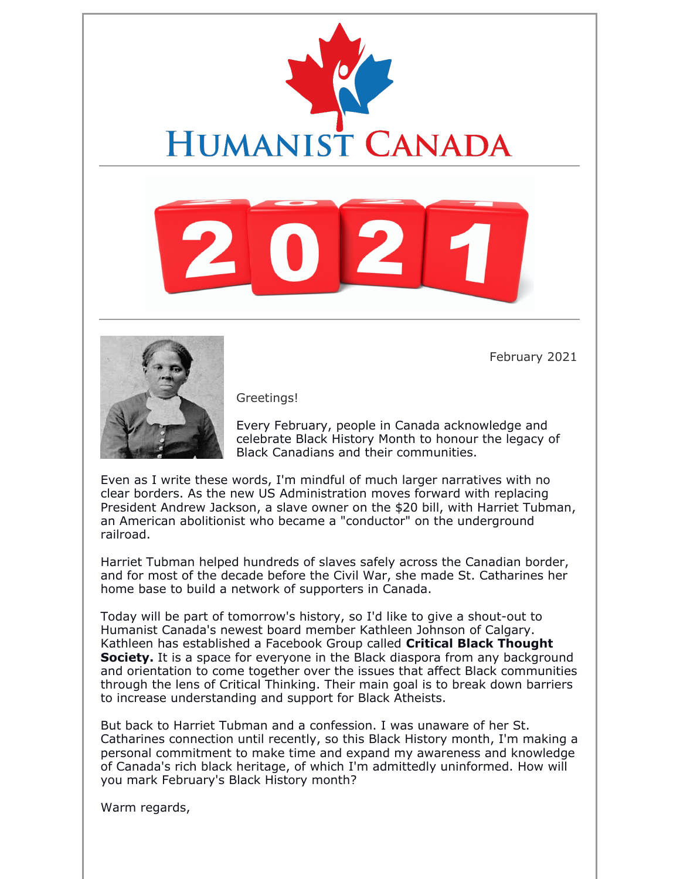# Humanist Canada

2021

February 2021

Greetings!

Every February, people in Canada acknowledge and celebrate Black History Month to honour the legacy of Black Canadians and their communities.

Even as I write these words, I'm mindful of much larger narratives with no clear borders. As the new US Administration moves forward with replacing President Andrew Jackson, a slave owner on the $20 bill, with Harriet Tubman, an American abolitionist who became a "conductor" on the underground railroad.

Harriet Tubman helped hundreds of slaves safely across the Canadian border, and for most of the decade before the Civil War, she made St. Catharines her home base to build a network of supporters in Canada.

Today will be part of tomorrow's history, so I'd like to give a shout-out to Humanist Canada's newest board member Kathleen Johnson of Calgary. Kathleen has established a Facebook Group called **Critical Black Thought Society.** It is a space for everyone in the Black diaspora from any background and orientation to come together over the issues that affect Black communities through the lens of Critical Thinking. Their main goal is to break down barriers to increase understanding and support for Black Atheists.

But back to Harriet Tubman and a confession. I was unaware of her St. Catharines connection until recently, so this Black History month, I'm making a personal commitment to make time and expand my awareness and knowledge of Canada's rich black heritage, of which I'm admittedly uninformed. How will you mark February's Black History month?

Warm regards,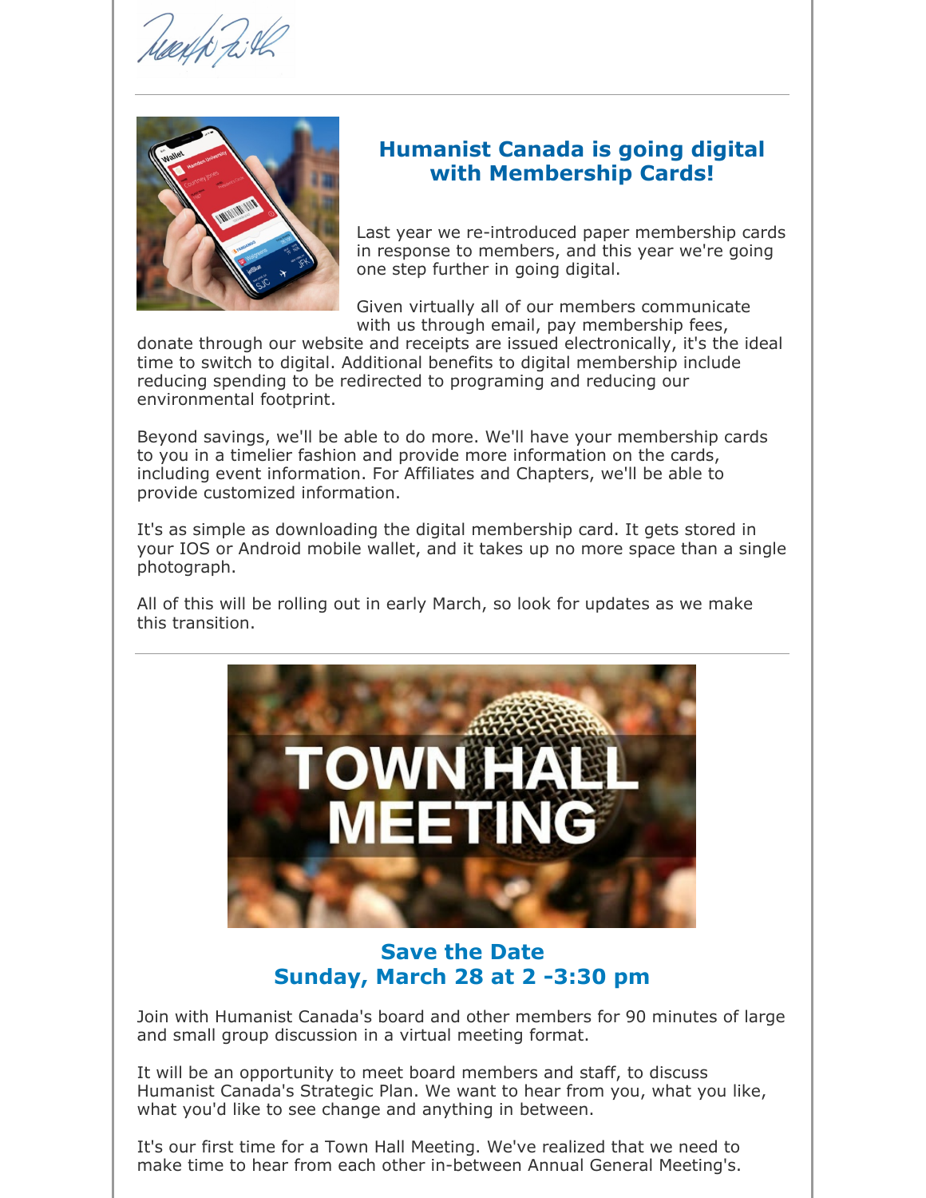## Humanist Canada is going digital with Membership Cards!

Last year we re-introduced paper membership cards in response to members, and this year we're going one step further in going digital.

Given virtually all of our members communicate with us through email, pay membership fees, donate through our website and receipts are issued electronically, it's the ideal time to switch to digital. Additional benefits to digital membership include reducing spending to be redirected to programing and reducing our environmental footprint.

Beyond savings, we'll be able to do more. We'll have your membership cards to you in a timelier fashion and provide more information on the cards, including event information. For Affiliates and Chapters, we'll be able to provide customized information.

It's as simple as downloading the digital membership card. It gets stored in your IOS or Android mobile wallet, and it takes up no more space than a single photograph.

All of this will be rolling out in early March, so look for updates as we make this transition.

---

## Save the Date
## Sunday, March 28 at 2 -3:30 pm

Join with Humanist Canada's board and other members for 90 minutes of large and small group discussion in a virtual meeting format.

It will be an opportunity to meet board members and staff, to discuss Humanist Canada's Strategic Plan. We want to hear from you, what you like, what you'd like to see change and anything in between.

It's our first time for a Town Hall Meeting. We've realized that we need to make time to hear from each other in-between Annual General Meeting's.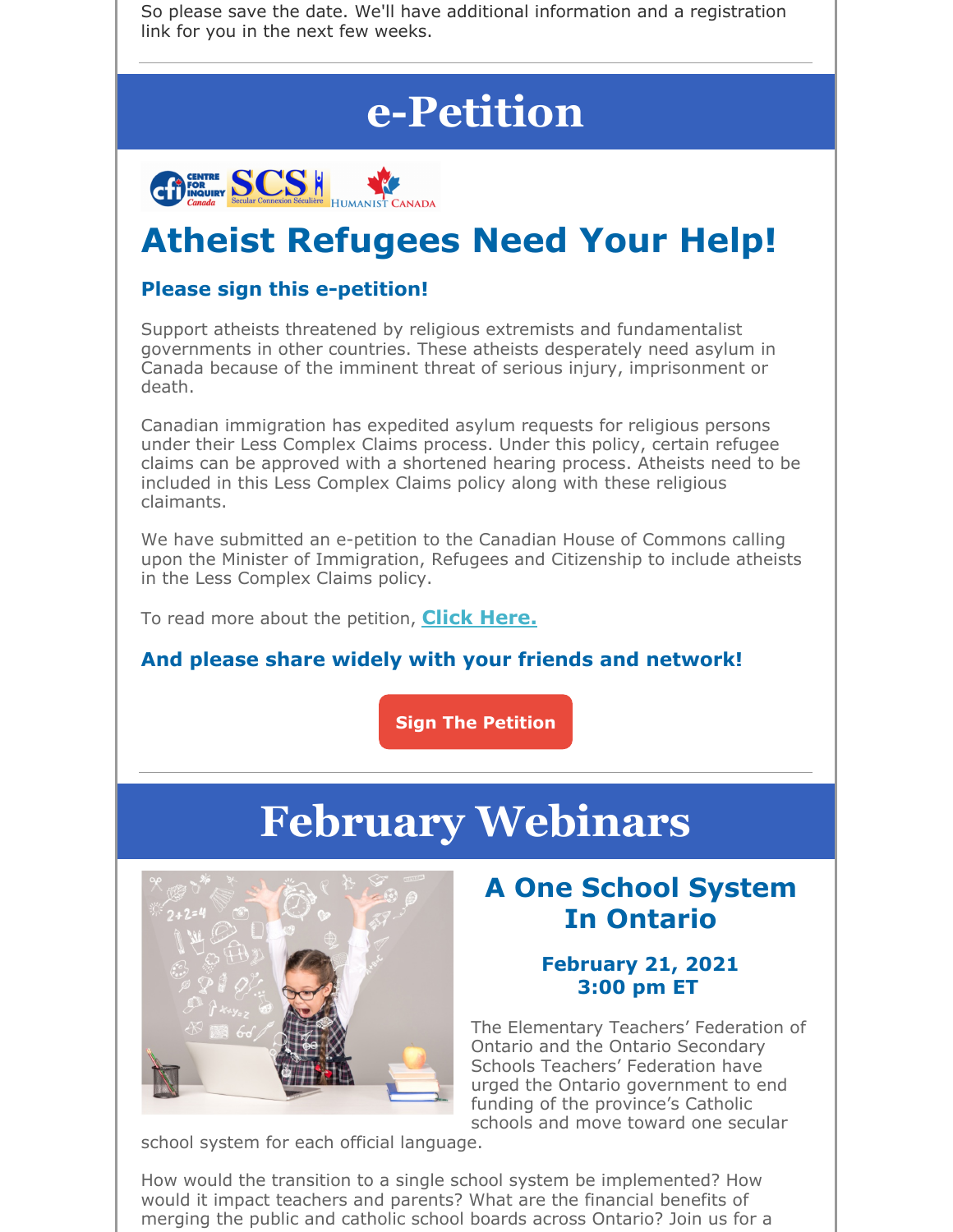So please save the date. We'll have additional information and a registration link for you in the next few weeks.

# e-Petition

## Atheist Refugees Need Your Help!

### Please sign this e-petition!

Support atheists threatened by religious extremists and fundamentalist governments in other countries. These atheists desperately need asylum in Canada because of the imminent threat of serious injury, imprisonment or death.

Canadian immigration has expedited asylum requests for religious persons under their Less Complex Claims process. Under this policy, certain refugee claims can be approved with a shortened hearing process. Atheists need to be included in this Less Complex Claims policy along with these religious claimants.

We have submitted an e-petition to the Canadian House of Commons calling upon the Minister of Immigration, Refugees and Citizenship to include atheists in the Less Complex Claims policy.

To read more about the petition, **Click Here.**

### And please share widely with your friends and network!

**Sign The Petition**

# February Webinars

## A One School System In Ontario

### February 21, 2021 3:00 pm ET

The Elementary Teachers' Federation of Ontario and the Ontario Secondary Schools Teachers' Federation have urged the Ontario government to end funding of the province's Catholic schools and move toward one secular school system for each official language.

How would the transition to a single school system be implemented? How would it impact teachers and parents? What are the financial benefits of merging the public and catholic school boards across Ontario? Join us for a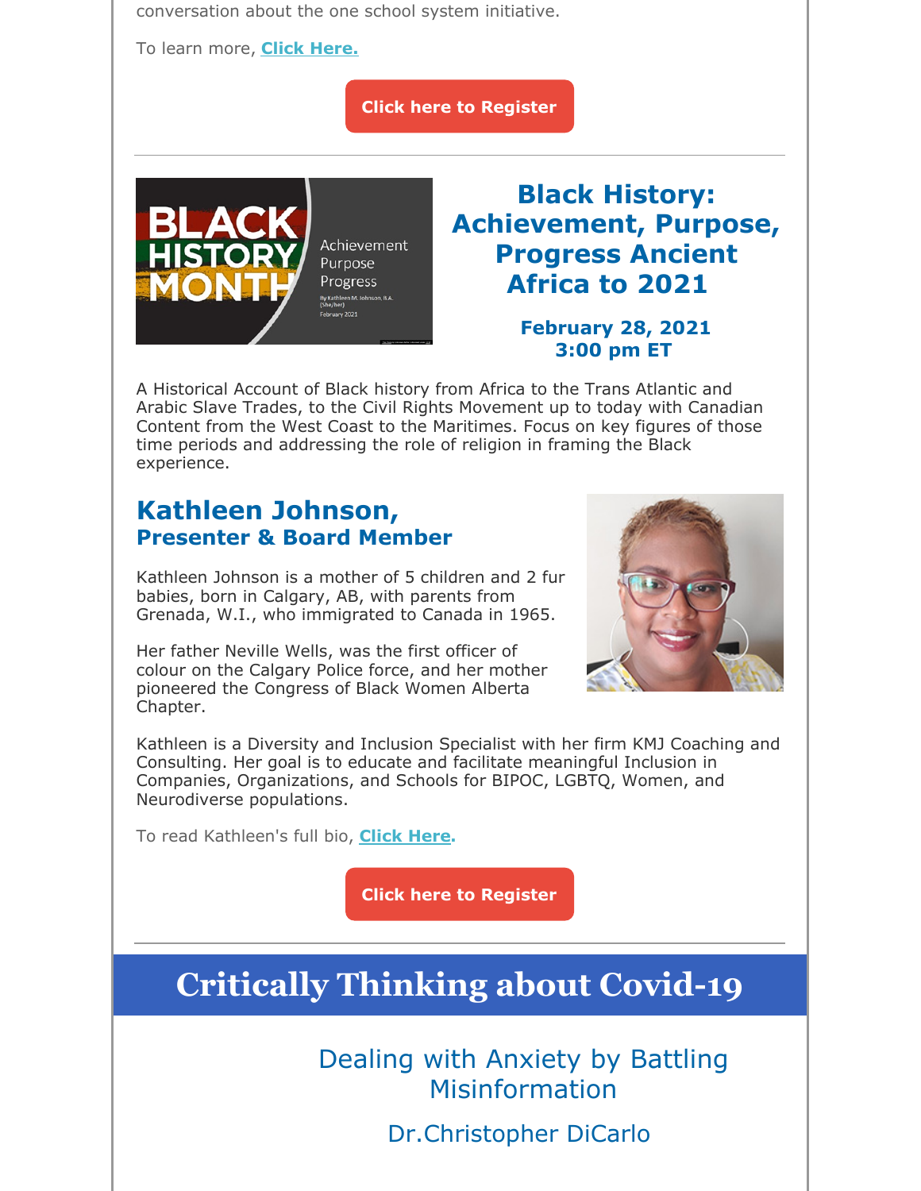conversation about the one school system initiative.

To learn more, **Click Here.**

**Click here to Register**

---

## Black History: Achievement, Purpose, Progress Ancient Africa to 2021

**February 28, 2021**
**3:00 pm ET**

A Historical Account of Black history from Africa to the Trans Atlantic and Arabic Slave Trades, to the Civil Rights Movement up to today with Canadian Content from the West Coast to the Maritimes. Focus on key figures of those time periods and addressing the role of religion in framing the Black experience.

## Kathleen Johnson,
### Presenter & Board Member

Kathleen Johnson is a mother of 5 children and 2 fur babies, born in Calgary, AB, with parents from Grenada, W.I., who immigrated to Canada in 1965.

Her father Neville Wells, was the first officer of colour on the Calgary Police force, and her mother pioneered the Congress of Black Women Alberta Chapter.

Kathleen is a Diversity and Inclusion Specialist with her firm KMJ Coaching and Consulting. Her goal is to educate and facilitate meaningful Inclusion in Companies, Organizations, and Schools for BIPOC, LGBTQ, Women, and Neurodiverse populations.

To read Kathleen's full bio, **Click Here.**

**Click here to Register**

---

# Critically Thinking about Covid-19

## Dealing with Anxiety by Battling Misinformation

Dr.Christopher DiCarlo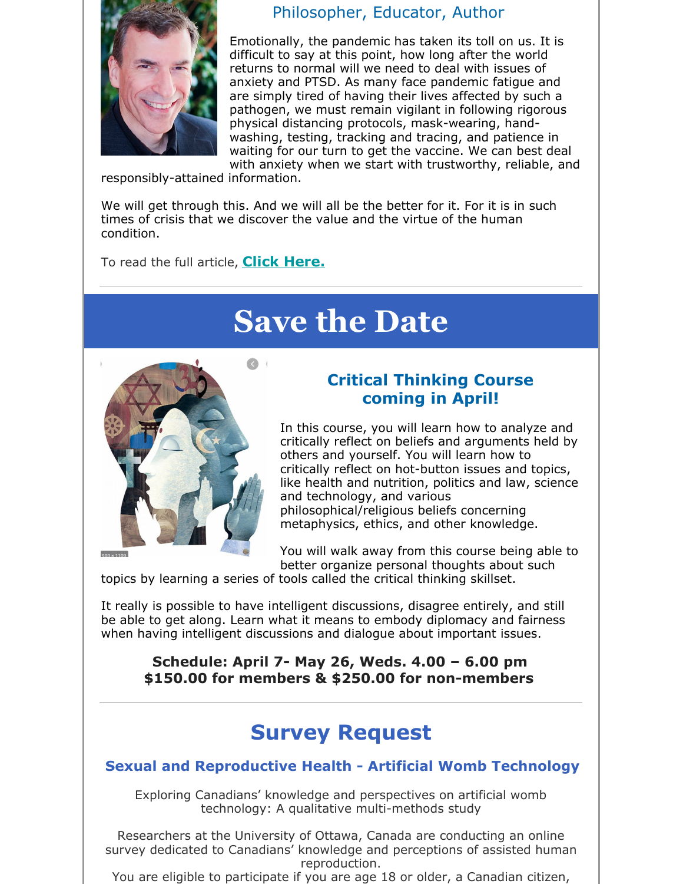### Philosopher, Educator, Author

Emotionally, the pandemic has taken its toll on us. It is difficult to say at this point, how long after the world returns to normal will we need to deal with issues of anxiety and PTSD. As many face pandemic fatigue and are simply tired of having their lives affected by such a pathogen, we must remain vigilant in following rigorous physical distancing protocols, mask-wearing, hand-washing, testing, tracking and tracing, and patience in waiting for our turn to get the vaccine. We can best deal with anxiety when we start with trustworthy, reliable, and responsibly-attained information.

We will get through this. And we will all be the better for it. For it is in such times of crisis that we discover the value and the virtue of the human condition.

To read the full article, **Click Here.**

---

# Save the Date

### Critical Thinking Course coming in April!

In this course, you will learn how to analyze and critically reflect on beliefs and arguments held by others and yourself. You will learn how to critically reflect on hot-button issues and topics, like health and nutrition, politics and law, science and technology, and various philosophical/religious beliefs concerning metaphysics, ethics, and other knowledge.

You will walk away from this course being able to better organize personal thoughts about such topics by learning a series of tools called the critical thinking skillset.

It really is possible to have intelligent discussions, disagree entirely, and still be able to get along. Learn what it means to embody diplomacy and fairness when having intelligent discussions and dialogue about important issues.

**Schedule: April 7- May 26, Weds. 4.00 – 6.00 pm**
**$150.00 for members & $250.00 for non-members**

---

## Survey Request

### Sexual and Reproductive Health - Artificial Womb Technology

Exploring Canadians' knowledge and perspectives on artificial womb technology: A qualitative multi-methods study

Researchers at the University of Ottawa, Canada are conducting an online survey dedicated to Canadians' knowledge and perceptions of assisted human reproduction.

You are eligible to participate if you are age 18 or older, a Canadian citizen,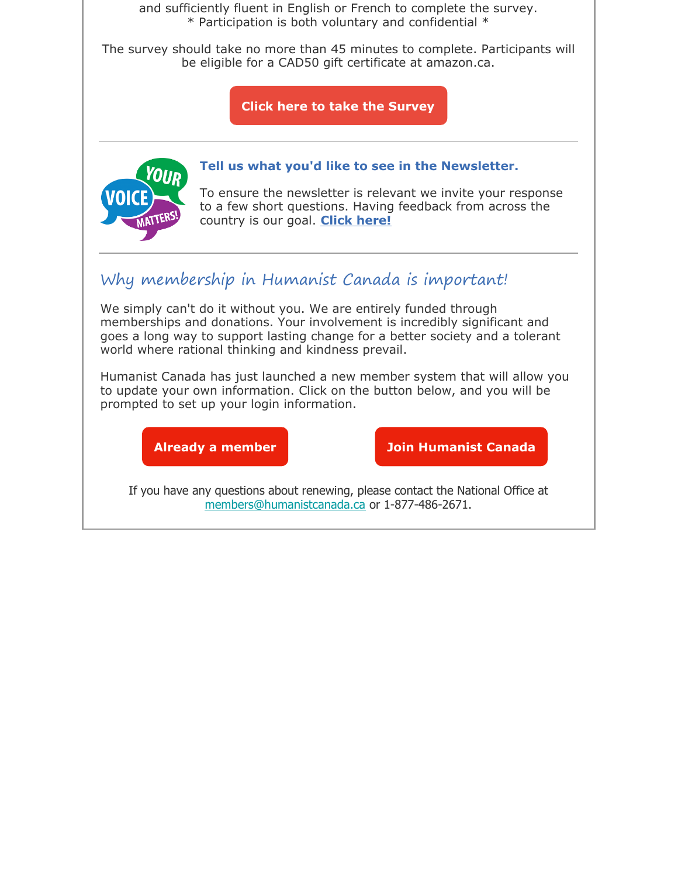and sufficiently fluent in English or French to complete the survey.
* Participation is both voluntary and confidential *

The survey should take no more than 45 minutes to complete. Participants will be eligible for a CAD50 gift certificate at amazon.ca.

**Click here to take the Survey**

---

**Tell us what you'd like to see in the Newsletter.**

To ensure the newsletter is relevant we invite your response to a few short questions. Having feedback from across the country is our goal. **Click here!**

---

## *Why membership in Humanist Canada is important!*

We simply can't do it without you. We are entirely funded through memberships and donations. Your involvement is incredibly significant and goes a long way to support lasting change for a better society and a tolerant world where rational thinking and kindness prevail.

Humanist Canada has just launched a new member system that will allow you to update your own information. Click on the button below, and you will be prompted to set up your login information.

**Already a member** **Join Humanist Canada**

If you have any questions about renewing, please contact the National Office at members@humanistcanada.ca or 1-877-486-2671.